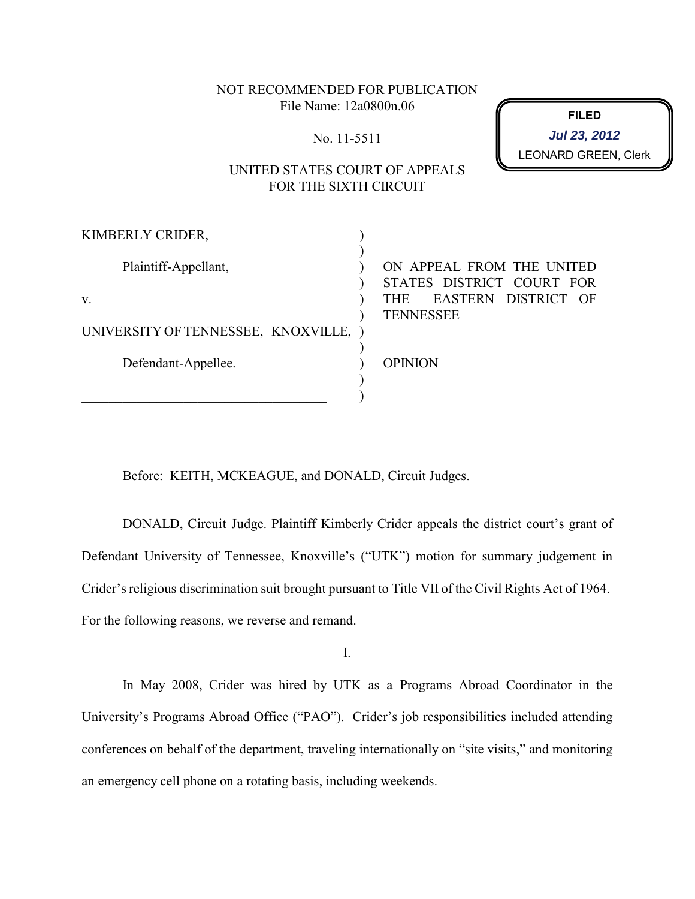NOT RECOMMENDED FOR PUBLICATION
File Name: 12a0800n.06

No. 11-5511

**FILED**
*Jul 23, 2012*
LEONARD GREEN, Clerk

UNITED STATES COURT OF APPEALS
FOR THE SIXTH CIRCUIT

| | | |
|---|---|---|
| KIMBERLY CRIDER, | ) | |
| Plaintiff-Appellant, | ) | ON APPEAL FROM THE UNITED STATES DISTRICT COURT FOR THE EASTERN DISTRICT OF TENNESSEE |
| v. | ) | |
| UNIVERSITY OF TENNESSEE, KNOXVILLE, | ) | |
| Defendant-Appellee. | ) | OPINION |

Before: KEITH, MCKEAGUE, and DONALD, Circuit Judges.

DONALD, Circuit Judge. Plaintiff Kimberly Crider appeals the district court's grant of Defendant University of Tennessee, Knoxville's ("UTK") motion for summary judgement in Crider's religious discrimination suit brought pursuant to Title VII of the Civil Rights Act of 1964. For the following reasons, we reverse and remand.

I.

In May 2008, Crider was hired by UTK as a Programs Abroad Coordinator in the University's Programs Abroad Office ("PAO"). Crider's job responsibilities included attending conferences on behalf of the department, traveling internationally on "site visits," and monitoring an emergency cell phone on a rotating basis, including weekends.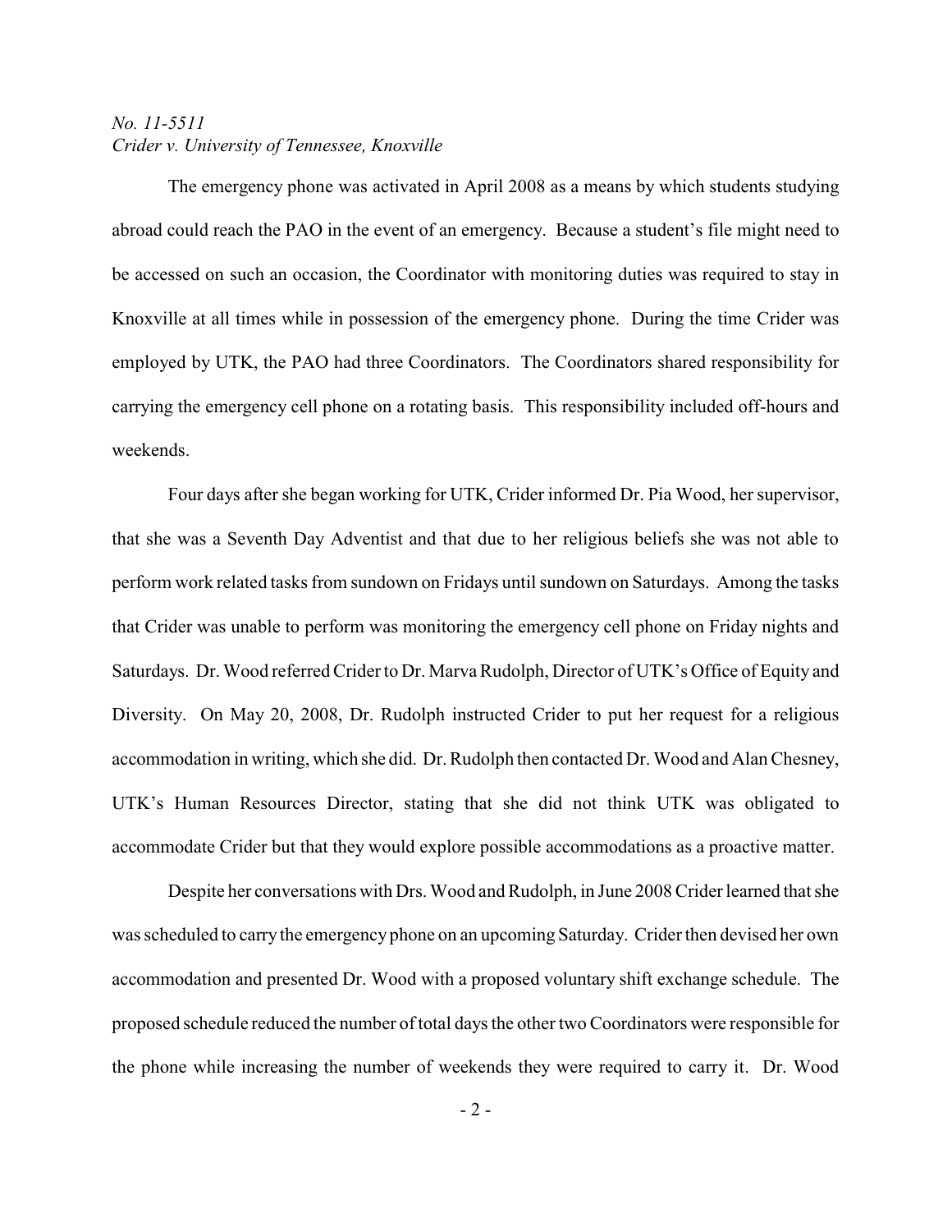The emergency phone was activated in April 2008 as a means by which students studying abroad could reach the PAO in the event of an emergency. Because a student's file might need to be accessed on such an occasion, the Coordinator with monitoring duties was required to stay in Knoxville at all times while in possession of the emergency phone. During the time Crider was employed by UTK, the PAO had three Coordinators. The Coordinators shared responsibility for carrying the emergency cell phone on a rotating basis. This responsibility included off-hours and weekends.

Four days after she began working for UTK, Crider informed Dr. Pia Wood, her supervisor, that she was a Seventh Day Adventist and that due to her religious beliefs she was not able to perform work related tasks from sundown on Fridays until sundown on Saturdays. Among the tasks that Crider was unable to perform was monitoring the emergency cell phone on Friday nights and Saturdays. Dr. Wood referred Crider to Dr. Marva Rudolph, Director of UTK's Office of Equity and Diversity. On May 20, 2008, Dr. Rudolph instructed Crider to put her request for a religious accommodation in writing, which she did. Dr. Rudolph then contacted Dr. Wood and Alan Chesney, UTK's Human Resources Director, stating that she did not think UTK was obligated to accommodate Crider but that they would explore possible accommodations as a proactive matter.

Despite her conversations with Drs. Wood and Rudolph, in June 2008 Crider learned that she was scheduled to carry the emergency phone on an upcoming Saturday. Crider then devised her own accommodation and presented Dr. Wood with a proposed voluntary shift exchange schedule. The proposed schedule reduced the number of total days the other two Coordinators were responsible for the phone while increasing the number of weekends they were required to carry it. Dr. Wood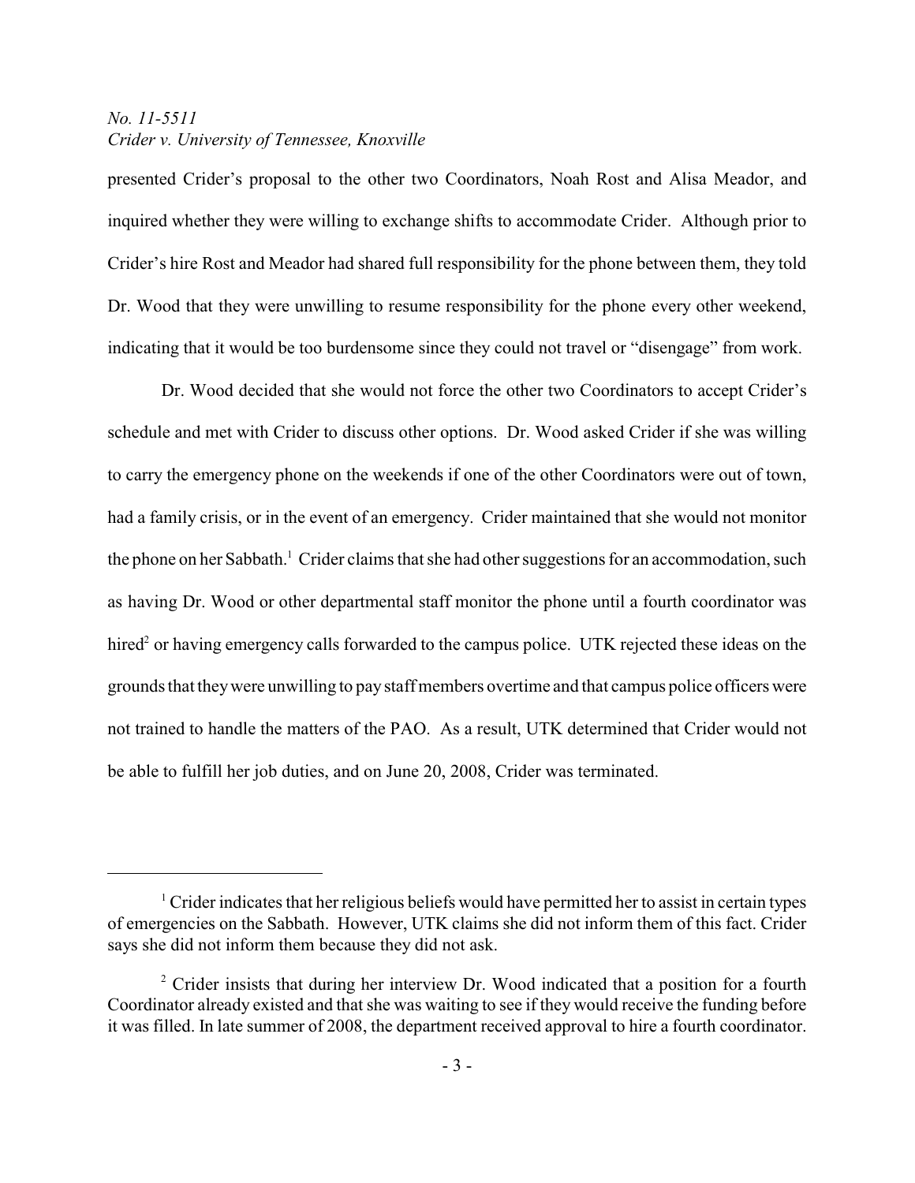presented Crider's proposal to the other two Coordinators, Noah Rost and Alisa Meador, and inquired whether they were willing to exchange shifts to accommodate Crider. Although prior to Crider's hire Rost and Meador had shared full responsibility for the phone between them, they told Dr. Wood that they were unwilling to resume responsibility for the phone every other weekend, indicating that it would be too burdensome since they could not travel or "disengage" from work.

Dr. Wood decided that she would not force the other two Coordinators to accept Crider's schedule and met with Crider to discuss other options. Dr. Wood asked Crider if she was willing to carry the emergency phone on the weekends if one of the other Coordinators were out of town, had a family crisis, or in the event of an emergency. Crider maintained that she would not monitor the phone on her Sabbath.[1] Crider claims that she had other suggestions for an accommodation, such as having Dr. Wood or other departmental staff monitor the phone until a fourth coordinator was hired[2] or having emergency calls forwarded to the campus police. UTK rejected these ideas on the grounds that they were unwilling to pay staff members overtime and that campus police officers were not trained to handle the matters of the PAO. As a result, UTK determined that Crider would not be able to fulfill her job duties, and on June 20, 2008, Crider was terminated.

---

[1] Crider indicates that her religious beliefs would have permitted her to assist in certain types of emergencies on the Sabbath. However, UTK claims she did not inform them of this fact. Crider says she did not inform them because they did not ask.

[2] Crider insists that during her interview Dr. Wood indicated that a position for a fourth Coordinator already existed and that she was waiting to see if they would receive the funding before it was filled. In late summer of 2008, the department received approval to hire a fourth coordinator.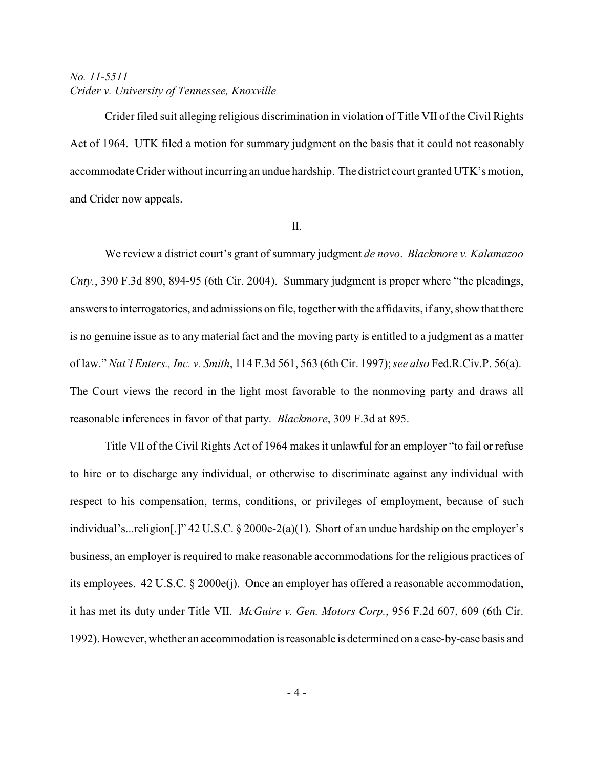Crider filed suit alleging religious discrimination in violation of Title VII of the Civil Rights Act of 1964. UTK filed a motion for summary judgment on the basis that it could not reasonably accommodate Crider without incurring an undue hardship. The district court granted UTK's motion, and Crider now appeals.

II.

We review a district court's grant of summary judgment *de novo*. *Blackmore v. Kalamazoo Cnty.*, 390 F.3d 890, 894-95 (6th Cir. 2004). Summary judgment is proper where "the pleadings, answers to interrogatories, and admissions on file, together with the affidavits, if any, show that there is no genuine issue as to any material fact and the moving party is entitled to a judgment as a matter of law." *Nat'l Enters., Inc. v. Smith*, 114 F.3d 561, 563 (6th Cir. 1997); *see also* Fed.R.Civ.P. 56(a). The Court views the record in the light most favorable to the nonmoving party and draws all reasonable inferences in favor of that party. *Blackmore*, 309 F.3d at 895.

Title VII of the Civil Rights Act of 1964 makes it unlawful for an employer "to fail or refuse to hire or to discharge any individual, or otherwise to discriminate against any individual with respect to his compensation, terms, conditions, or privileges of employment, because of such individual's...religion[.]" 42 U.S.C. § 2000e-2(a)(1). Short of an undue hardship on the employer's business, an employer is required to make reasonable accommodations for the religious practices of its employees. 42 U.S.C. § 2000e(j). Once an employer has offered a reasonable accommodation, it has met its duty under Title VII. *McGuire v. Gen. Motors Corp.*, 956 F.2d 607, 609 (6th Cir. 1992). However, whether an accommodation is reasonable is determined on a case-by-case basis and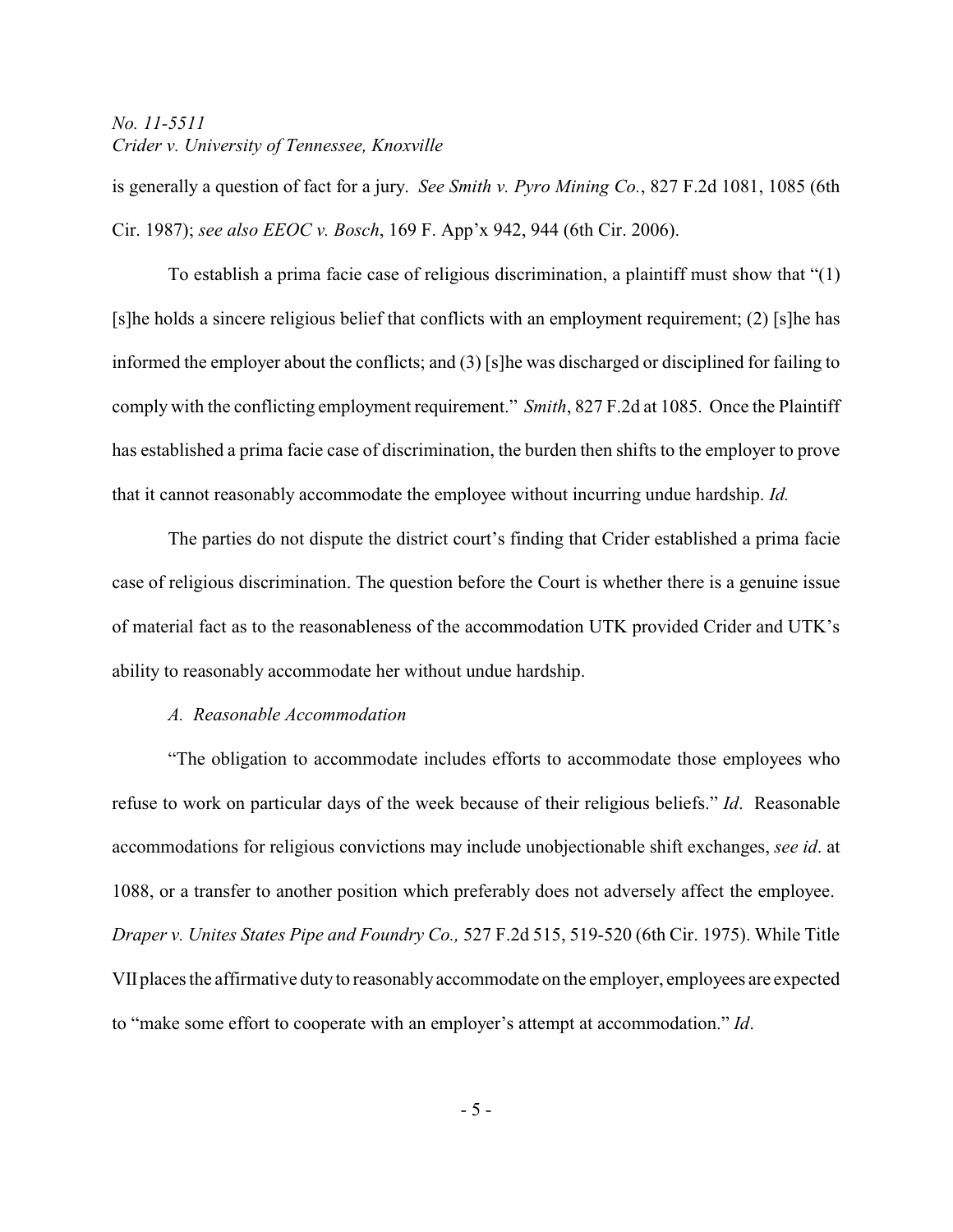is generally a question of fact for a jury. *See Smith v. Pyro Mining Co.*, 827 F.2d 1081, 1085 (6th Cir. 1987); *see also EEOC v. Bosch*, 169 F. App'x 942, 944 (6th Cir. 2006).

To establish a prima facie case of religious discrimination, a plaintiff must show that "(1) [s]he holds a sincere religious belief that conflicts with an employment requirement; (2) [s]he has informed the employer about the conflicts; and (3) [s]he was discharged or disciplined for failing to comply with the conflicting employment requirement." *Smith*, 827 F.2d at 1085. Once the Plaintiff has established a prima facie case of discrimination, the burden then shifts to the employer to prove that it cannot reasonably accommodate the employee without incurring undue hardship. *Id.*

The parties do not dispute the district court's finding that Crider established a prima facie case of religious discrimination. The question before the Court is whether there is a genuine issue of material fact as to the reasonableness of the accommodation UTK provided Crider and UTK's ability to reasonably accommodate her without undue hardship.

*A. Reasonable Accommodation*

"The obligation to accommodate includes efforts to accommodate those employees who refuse to work on particular days of the week because of their religious beliefs." *Id*. Reasonable accommodations for religious convictions may include unobjectionable shift exchanges, *see id*. at 1088, or a transfer to another position which preferably does not adversely affect the employee. *Draper v. Unites States Pipe and Foundry Co.,* 527 F.2d 515, 519-520 (6th Cir. 1975). While Title VII places the affirmative duty to reasonably accommodate on the employer, employees are expected to "make some effort to cooperate with an employer's attempt at accommodation." *Id*.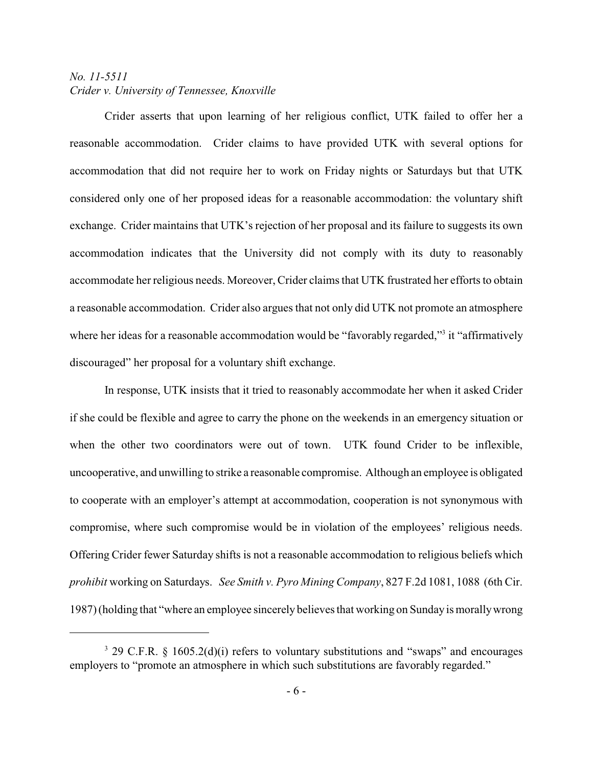Crider asserts that upon learning of her religious conflict, UTK failed to offer her a reasonable accommodation. Crider claims to have provided UTK with several options for accommodation that did not require her to work on Friday nights or Saturdays but that UTK considered only one of her proposed ideas for a reasonable accommodation: the voluntary shift exchange. Crider maintains that UTK's rejection of her proposal and its failure to suggests its own accommodation indicates that the University did not comply with its duty to reasonably accommodate her religious needs. Moreover, Crider claims that UTK frustrated her efforts to obtain a reasonable accommodation. Crider also argues that not only did UTK not promote an atmosphere where her ideas for a reasonable accommodation would be "favorably regarded,"[3] it "affirmatively discouraged" her proposal for a voluntary shift exchange.

In response, UTK insists that it tried to reasonably accommodate her when it asked Crider if she could be flexible and agree to carry the phone on the weekends in an emergency situation or when the other two coordinators were out of town. UTK found Crider to be inflexible, uncooperative, and unwilling to strike a reasonable compromise. Although an employee is obligated to cooperate with an employer's attempt at accommodation, cooperation is not synonymous with compromise, where such compromise would be in violation of the employees' religious needs. Offering Crider fewer Saturday shifts is not a reasonable accommodation to religious beliefs which *prohibit* working on Saturdays. *See Smith v. Pyro Mining Company*, 827 F.2d 1081, 1088 (6th Cir. 1987) (holding that "where an employee sincerely believes that working on Sunday is morally wrong

[3] 29 C.F.R. § 1605.2(d)(i) refers to voluntary substitutions and "swaps" and encourages employers to "promote an atmosphere in which such substitutions are favorably regarded."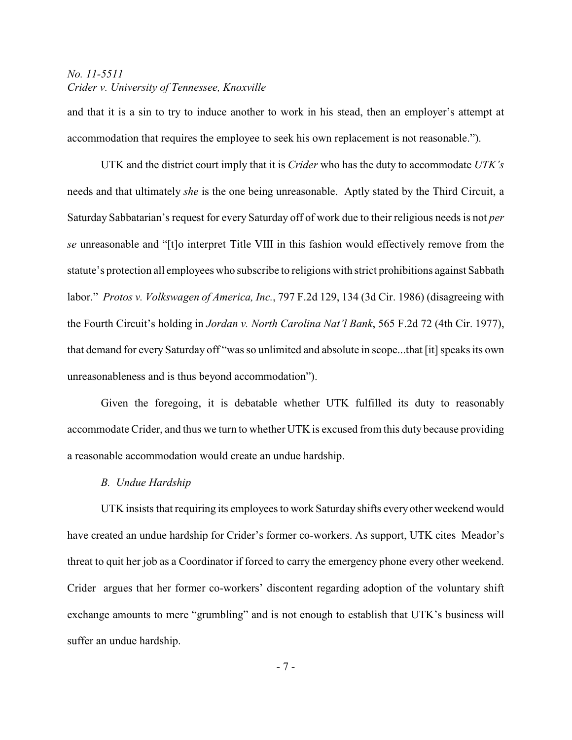and that it is a sin to try to induce another to work in his stead, then an employer's attempt at accommodation that requires the employee to seek his own replacement is not reasonable.").

UTK and the district court imply that it is *Crider* who has the duty to accommodate *UTK's* needs and that ultimately *she* is the one being unreasonable. Aptly stated by the Third Circuit, a Saturday Sabbatarian's request for every Saturday off of work due to their religious needs is not *per se* unreasonable and "[t]o interpret Title VIII in this fashion would effectively remove from the statute's protection all employees who subscribe to religions with strict prohibitions against Sabbath labor." *Protos v. Volkswagen of America, Inc.*, 797 F.2d 129, 134 (3d Cir. 1986) (disagreeing with the Fourth Circuit's holding in *Jordan v. North Carolina Nat'l Bank*, 565 F.2d 72 (4th Cir. 1977), that demand for every Saturday off "was so unlimited and absolute in scope...that [it] speaks its own unreasonableness and is thus beyond accommodation").

Given the foregoing, it is debatable whether UTK fulfilled its duty to reasonably accommodate Crider, and thus we turn to whether UTK is excused from this duty because providing a reasonable accommodation would create an undue hardship.

*B. Undue Hardship*

UTK insists that requiring its employees to work Saturday shifts every other weekend would have created an undue hardship for Crider's former co-workers. As support, UTK cites Meador's threat to quit her job as a Coordinator if forced to carry the emergency phone every other weekend. Crider argues that her former co-workers' discontent regarding adoption of the voluntary shift exchange amounts to mere "grumbling" and is not enough to establish that UTK's business will suffer an undue hardship.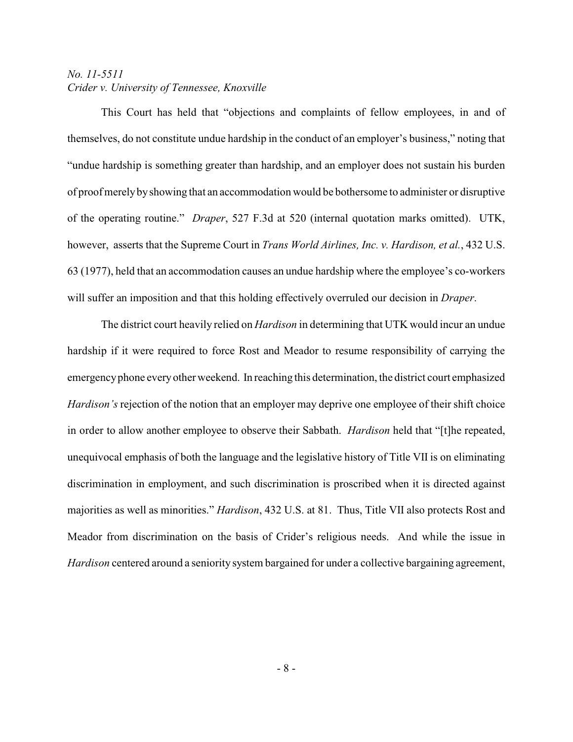This Court has held that "objections and complaints of fellow employees, in and of themselves, do not constitute undue hardship in the conduct of an employer's business," noting that "undue hardship is something greater than hardship, and an employer does not sustain his burden of proof merely by showing that an accommodation would be bothersome to administer or disruptive of the operating routine." *Draper*, 527 F.3d at 520 (internal quotation marks omitted). UTK, however, asserts that the Supreme Court in *Trans World Airlines, Inc. v. Hardison, et al.*, 432 U.S. 63 (1977), held that an accommodation causes an undue hardship where the employee's co-workers will suffer an imposition and that this holding effectively overruled our decision in *Draper*.

The district court heavily relied on *Hardison* in determining that UTK would incur an undue hardship if it were required to force Rost and Meador to resume responsibility of carrying the emergency phone every other weekend. In reaching this determination, the district court emphasized *Hardison's* rejection of the notion that an employer may deprive one employee of their shift choice in order to allow another employee to observe their Sabbath. *Hardison* held that "[t]he repeated, unequivocal emphasis of both the language and the legislative history of Title VII is on eliminating discrimination in employment, and such discrimination is proscribed when it is directed against majorities as well as minorities." *Hardison*, 432 U.S. at 81. Thus, Title VII also protects Rost and Meador from discrimination on the basis of Crider's religious needs. And while the issue in *Hardison* centered around a seniority system bargained for under a collective bargaining agreement,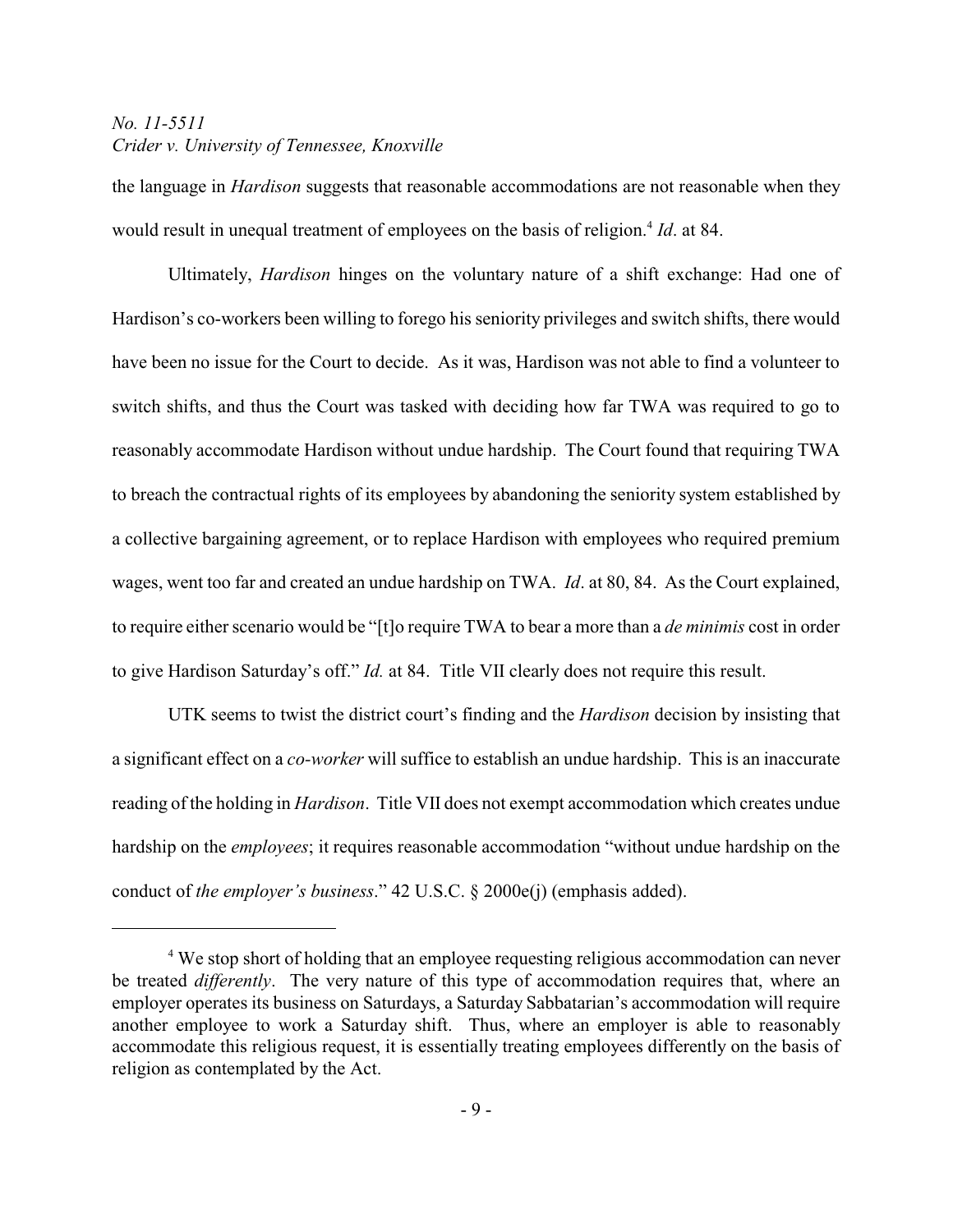the language in *Hardison* suggests that reasonable accommodations are not reasonable when they would result in unequal treatment of employees on the basis of religion.[4] *Id*. at 84.

Ultimately, *Hardison* hinges on the voluntary nature of a shift exchange: Had one of Hardison's co-workers been willing to forego his seniority privileges and switch shifts, there would have been no issue for the Court to decide. As it was, Hardison was not able to find a volunteer to switch shifts, and thus the Court was tasked with deciding how far TWA was required to go to reasonably accommodate Hardison without undue hardship. The Court found that requiring TWA to breach the contractual rights of its employees by abandoning the seniority system established by a collective bargaining agreement, or to replace Hardison with employees who required premium wages, went too far and created an undue hardship on TWA. *Id*. at 80, 84. As the Court explained, to require either scenario would be "[t]o require TWA to bear a more than a *de minimis* cost in order to give Hardison Saturday's off." *Id.* at 84. Title VII clearly does not require this result.

UTK seems to twist the district court's finding and the *Hardison* decision by insisting that a significant effect on a *co-worker* will suffice to establish an undue hardship. This is an inaccurate reading of the holding in *Hardison*. Title VII does not exempt accommodation which creates undue hardship on the *employees*; it requires reasonable accommodation "without undue hardship on the conduct of *the employer's business*." 42 U.S.C. § 2000e(j) (emphasis added).

---

[4] We stop short of holding that an employee requesting religious accommodation can never be treated *differently*. The very nature of this type of accommodation requires that, where an employer operates its business on Saturdays, a Saturday Sabbatarian's accommodation will require another employee to work a Saturday shift. Thus, where an employer is able to reasonably accommodate this religious request, it is essentially treating employees differently on the basis of religion as contemplated by the Act.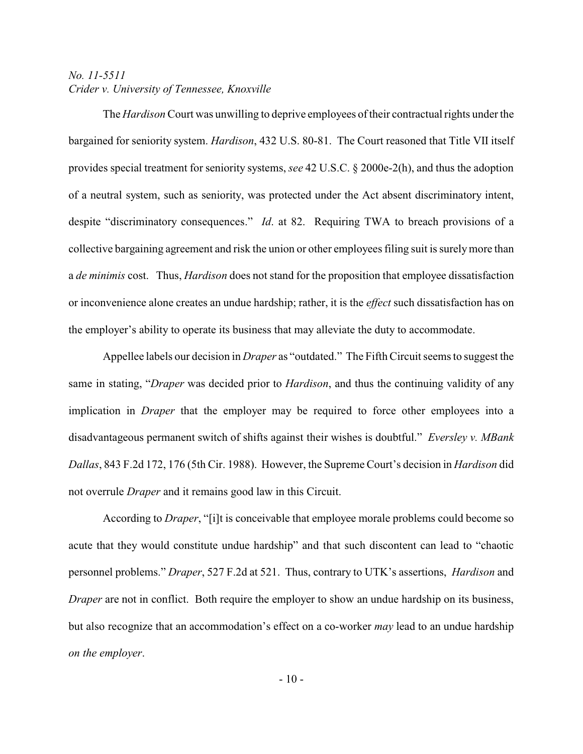The *Hardison* Court was unwilling to deprive employees of their contractual rights under the bargained for seniority system. *Hardison*, 432 U.S. 80-81. The Court reasoned that Title VII itself provides special treatment for seniority systems, *see* 42 U.S.C. § 2000e-2(h), and thus the adoption of a neutral system, such as seniority, was protected under the Act absent discriminatory intent, despite "discriminatory consequences." *Id*. at 82. Requiring TWA to breach provisions of a collective bargaining agreement and risk the union or other employees filing suit is surely more than a *de minimis* cost. Thus, *Hardison* does not stand for the proposition that employee dissatisfaction or inconvenience alone creates an undue hardship; rather, it is the *effect* such dissatisfaction has on the employer's ability to operate its business that may alleviate the duty to accommodate.

Appellee labels our decision in *Draper* as "outdated." The Fifth Circuit seems to suggest the same in stating, "*Draper* was decided prior to *Hardison*, and thus the continuing validity of any implication in *Draper* that the employer may be required to force other employees into a disadvantageous permanent switch of shifts against their wishes is doubtful." *Eversley v. MBank Dallas*, 843 F.2d 172, 176 (5th Cir. 1988). However, the Supreme Court's decision in *Hardison* did not overrule *Draper* and it remains good law in this Circuit.

According to *Draper*, "[i]t is conceivable that employee morale problems could become so acute that they would constitute undue hardship" and that such discontent can lead to "chaotic personnel problems." *Draper*, 527 F.2d at 521. Thus, contrary to UTK's assertions, *Hardison* and *Draper* are not in conflict. Both require the employer to show an undue hardship on its business, but also recognize that an accommodation's effect on a co-worker *may* lead to an undue hardship *on the employer*.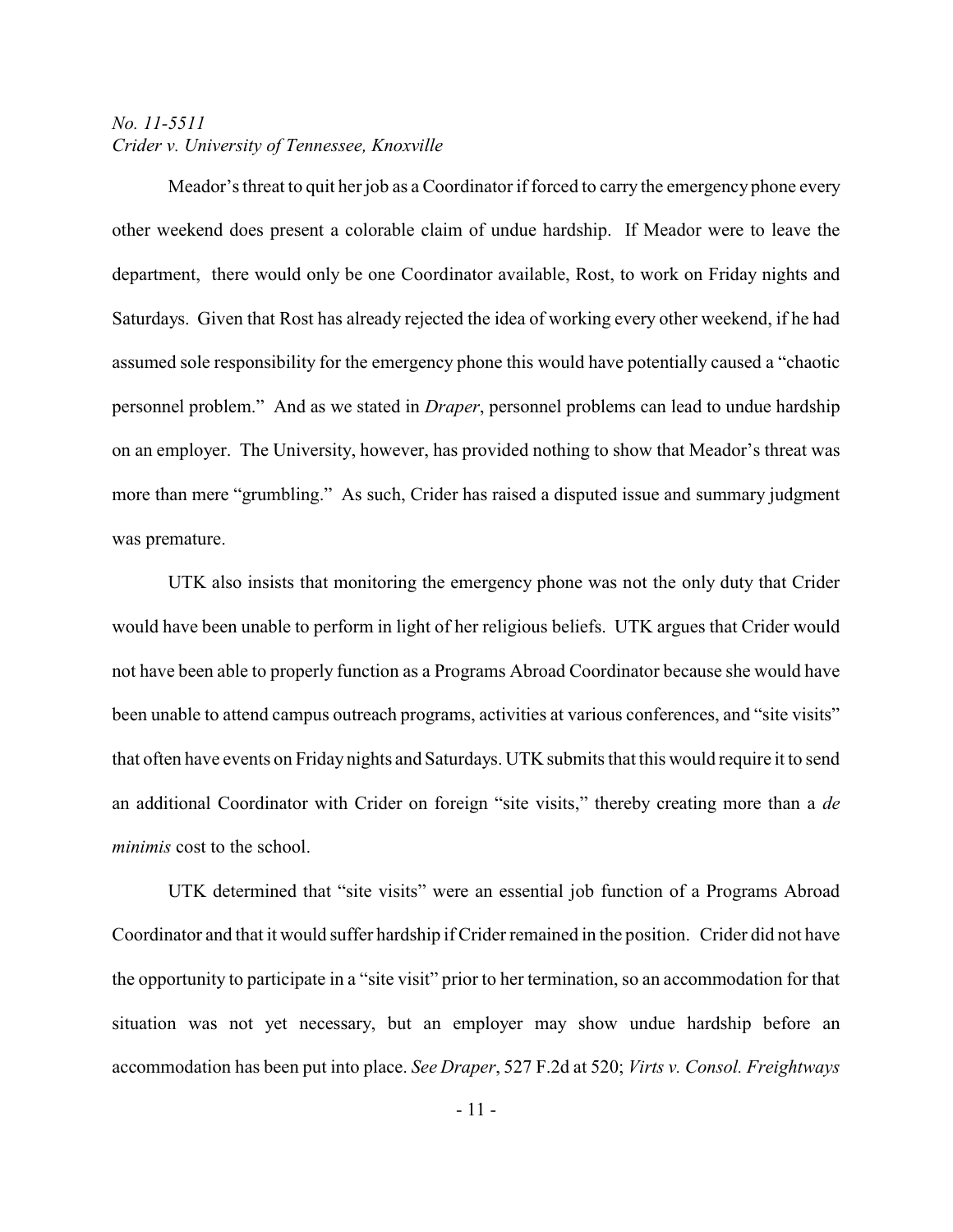Meador's threat to quit her job as a Coordinator if forced to carry the emergency phone every other weekend does present a colorable claim of undue hardship. If Meador were to leave the department, there would only be one Coordinator available, Rost, to work on Friday nights and Saturdays. Given that Rost has already rejected the idea of working every other weekend, if he had assumed sole responsibility for the emergency phone this would have potentially caused a "chaotic personnel problem." And as we stated in *Draper*, personnel problems can lead to undue hardship on an employer. The University, however, has provided nothing to show that Meador's threat was more than mere "grumbling." As such, Crider has raised a disputed issue and summary judgment was premature.

UTK also insists that monitoring the emergency phone was not the only duty that Crider would have been unable to perform in light of her religious beliefs. UTK argues that Crider would not have been able to properly function as a Programs Abroad Coordinator because she would have been unable to attend campus outreach programs, activities at various conferences, and "site visits" that often have events on Friday nights and Saturdays. UTK submits that this would require it to send an additional Coordinator with Crider on foreign "site visits," thereby creating more than a *de minimis* cost to the school.

UTK determined that "site visits" were an essential job function of a Programs Abroad Coordinator and that it would suffer hardship if Crider remained in the position. Crider did not have the opportunity to participate in a "site visit" prior to her termination, so an accommodation for that situation was not yet necessary, but an employer may show undue hardship before an accommodation has been put into place. *See Draper*, 527 F.2d at 520; *Virts v. Consol. Freightways*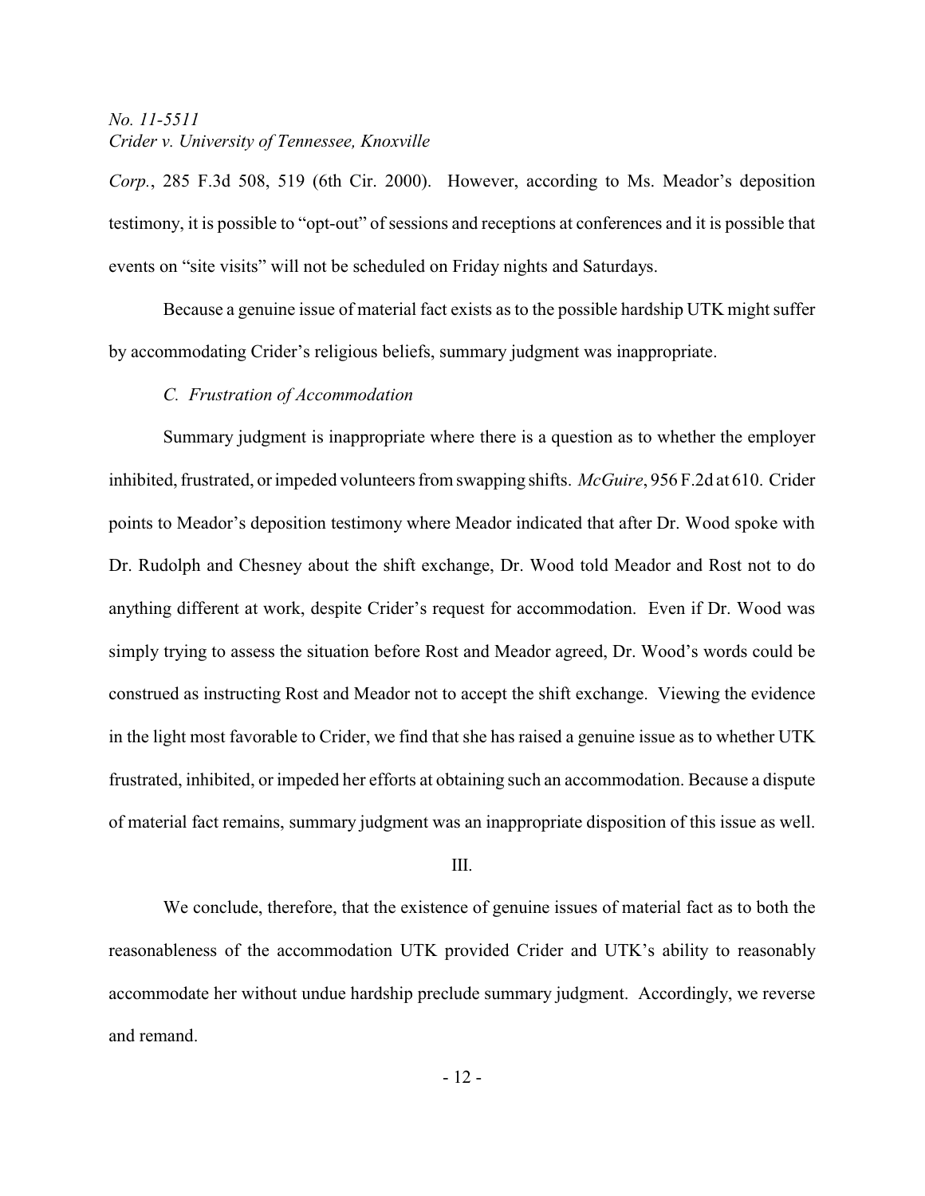*Corp.*, 285 F.3d 508, 519 (6th Cir. 2000). However, according to Ms. Meador's deposition testimony, it is possible to "opt-out" of sessions and receptions at conferences and it is possible that events on "site visits" will not be scheduled on Friday nights and Saturdays.

Because a genuine issue of material fact exists as to the possible hardship UTK might suffer by accommodating Crider's religious beliefs, summary judgment was inappropriate.

*C. Frustration of Accommodation*

Summary judgment is inappropriate where there is a question as to whether the employer inhibited, frustrated, or impeded volunteers from swapping shifts. *McGuire*, 956 F.2d at 610. Crider points to Meador's deposition testimony where Meador indicated that after Dr. Wood spoke with Dr. Rudolph and Chesney about the shift exchange, Dr. Wood told Meador and Rost not to do anything different at work, despite Crider's request for accommodation. Even if Dr. Wood was simply trying to assess the situation before Rost and Meador agreed, Dr. Wood's words could be construed as instructing Rost and Meador not to accept the shift exchange. Viewing the evidence in the light most favorable to Crider, we find that she has raised a genuine issue as to whether UTK frustrated, inhibited, or impeded her efforts at obtaining such an accommodation. Because a dispute of material fact remains, summary judgment was an inappropriate disposition of this issue as well.

III.

We conclude, therefore, that the existence of genuine issues of material fact as to both the reasonableness of the accommodation UTK provided Crider and UTK's ability to reasonably accommodate her without undue hardship preclude summary judgment. Accordingly, we reverse and remand.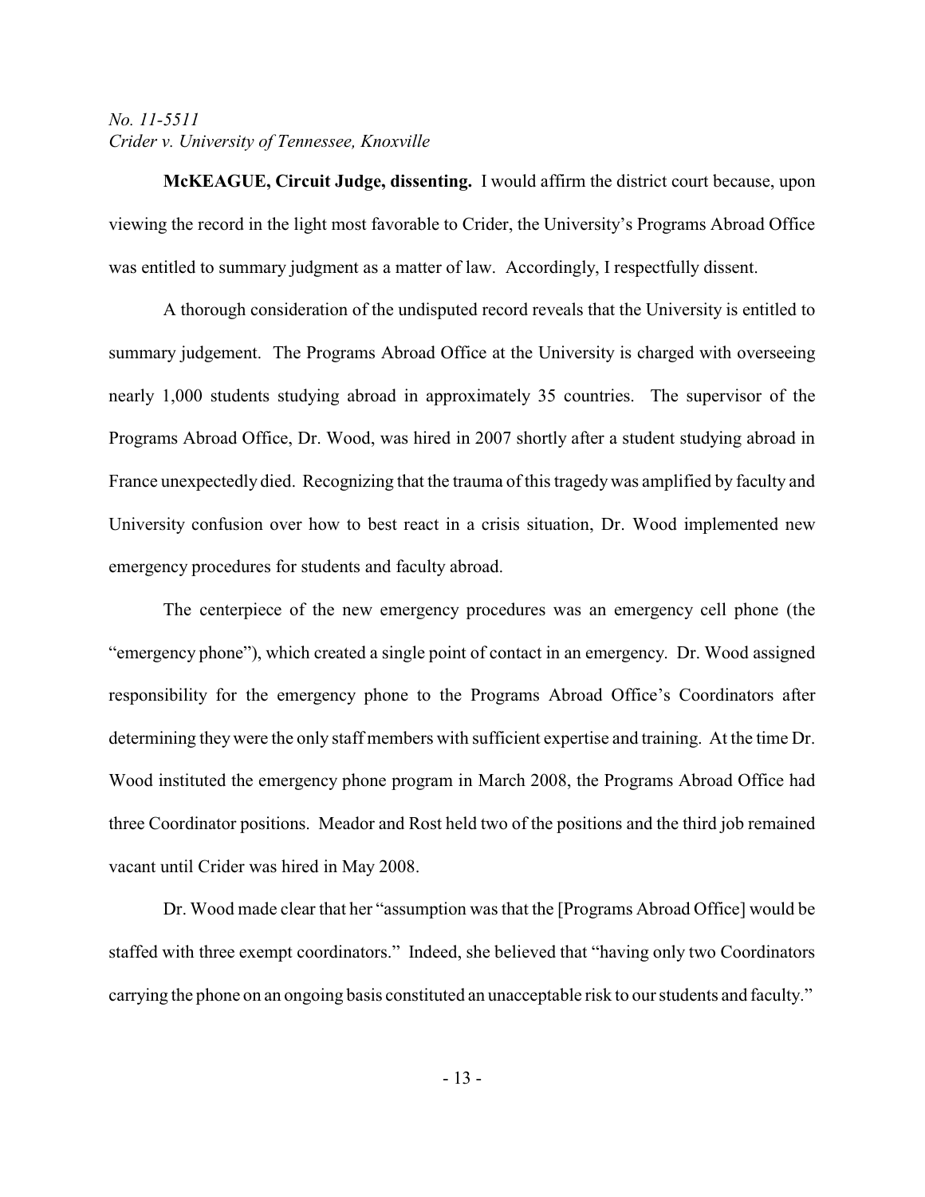**McKEAGUE, Circuit Judge, dissenting.** I would affirm the district court because, upon viewing the record in the light most favorable to Crider, the University's Programs Abroad Office was entitled to summary judgment as a matter of law. Accordingly, I respectfully dissent.

A thorough consideration of the undisputed record reveals that the University is entitled to summary judgement. The Programs Abroad Office at the University is charged with overseeing nearly 1,000 students studying abroad in approximately 35 countries. The supervisor of the Programs Abroad Office, Dr. Wood, was hired in 2007 shortly after a student studying abroad in France unexpectedly died. Recognizing that the trauma of this tragedy was amplified by faculty and University confusion over how to best react in a crisis situation, Dr. Wood implemented new emergency procedures for students and faculty abroad.

The centerpiece of the new emergency procedures was an emergency cell phone (the "emergency phone"), which created a single point of contact in an emergency. Dr. Wood assigned responsibility for the emergency phone to the Programs Abroad Office's Coordinators after determining they were the only staff members with sufficient expertise and training. At the time Dr. Wood instituted the emergency phone program in March 2008, the Programs Abroad Office had three Coordinator positions. Meador and Rost held two of the positions and the third job remained vacant until Crider was hired in May 2008.

Dr. Wood made clear that her "assumption was that the [Programs Abroad Office] would be staffed with three exempt coordinators." Indeed, she believed that "having only two Coordinators carrying the phone on an ongoing basis constituted an unacceptable risk to our students and faculty."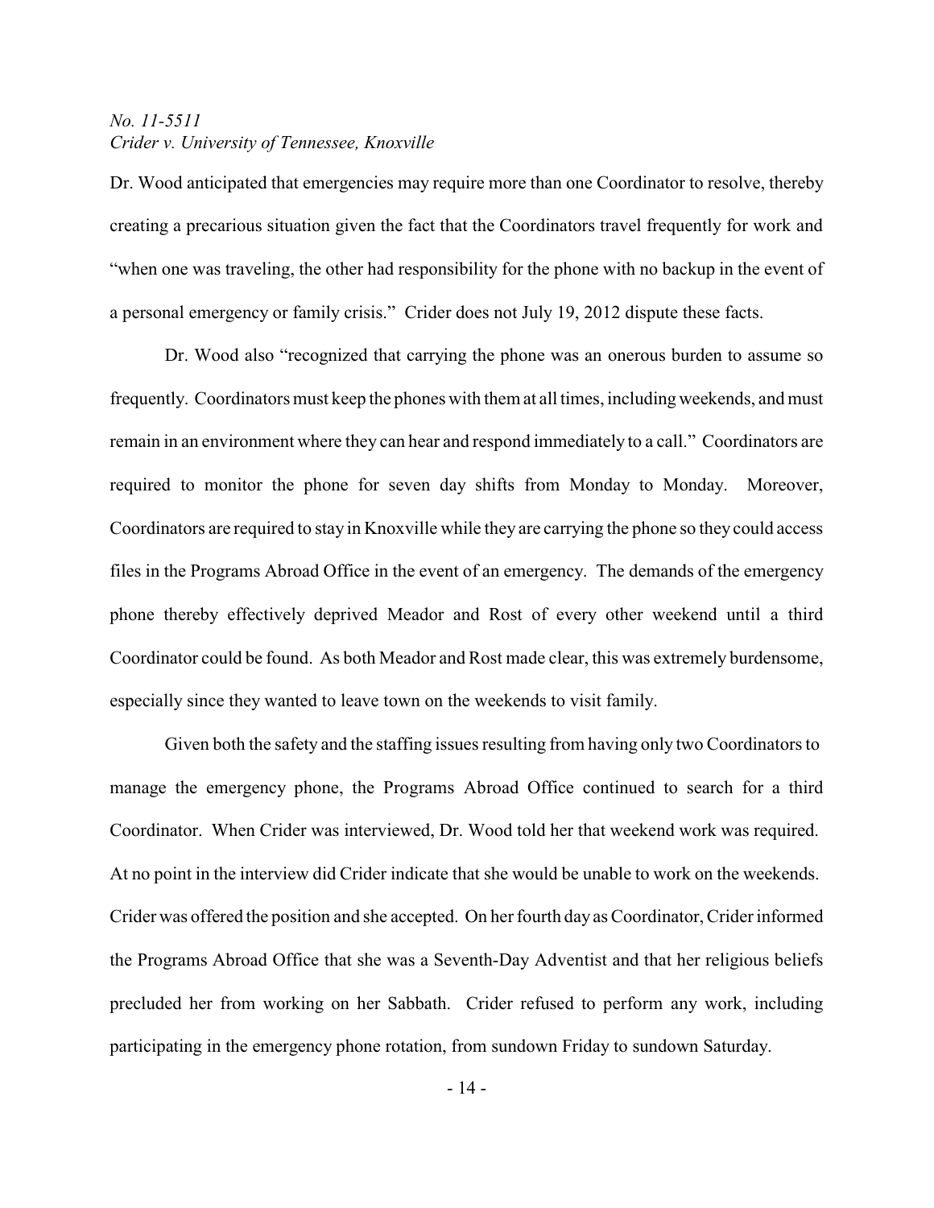Dr. Wood anticipated that emergencies may require more than one Coordinator to resolve, thereby creating a precarious situation given the fact that the Coordinators travel frequently for work and "when one was traveling, the other had responsibility for the phone with no backup in the event of a personal emergency or family crisis." Crider does not July 19, 2012 dispute these facts.

Dr. Wood also "recognized that carrying the phone was an onerous burden to assume so frequently. Coordinators must keep the phones with them at all times, including weekends, and must remain in an environment where they can hear and respond immediately to a call." Coordinators are required to monitor the phone for seven day shifts from Monday to Monday. Moreover, Coordinators are required to stay in Knoxville while they are carrying the phone so they could access files in the Programs Abroad Office in the event of an emergency. The demands of the emergency phone thereby effectively deprived Meador and Rost of every other weekend until a third Coordinator could be found. As both Meador and Rost made clear, this was extremely burdensome, especially since they wanted to leave town on the weekends to visit family.

Given both the safety and the staffing issues resulting from having only two Coordinators to manage the emergency phone, the Programs Abroad Office continued to search for a third Coordinator. When Crider was interviewed, Dr. Wood told her that weekend work was required. At no point in the interview did Crider indicate that she would be unable to work on the weekends. Crider was offered the position and she accepted. On her fourth day as Coordinator, Crider informed the Programs Abroad Office that she was a Seventh-Day Adventist and that her religious beliefs precluded her from working on her Sabbath. Crider refused to perform any work, including participating in the emergency phone rotation, from sundown Friday to sundown Saturday.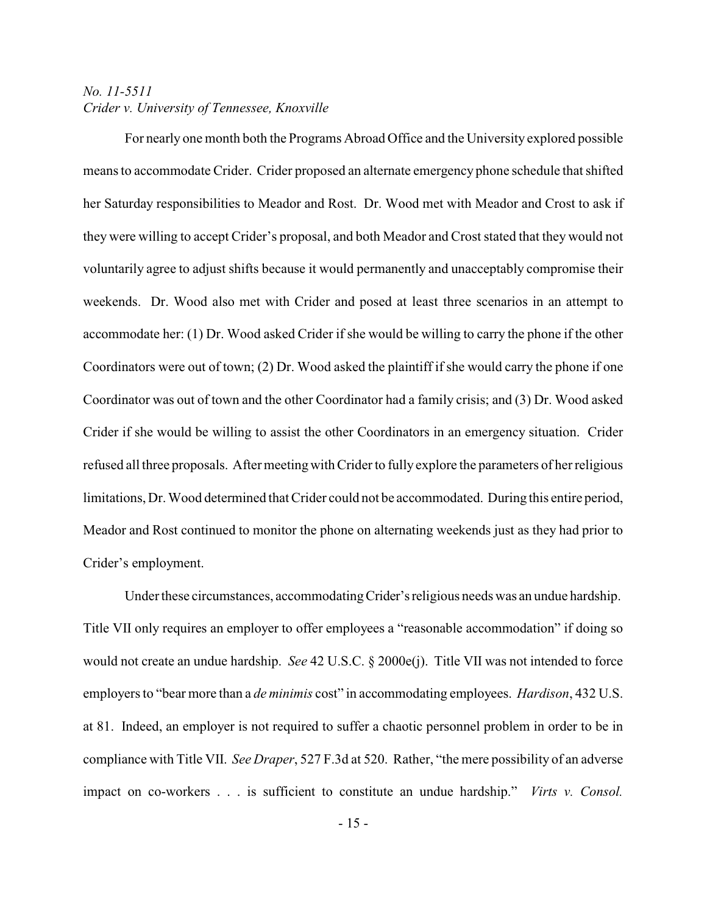For nearly one month both the Programs Abroad Office and the University explored possible means to accommodate Crider. Crider proposed an alternate emergency phone schedule that shifted her Saturday responsibilities to Meador and Rost. Dr. Wood met with Meador and Crost to ask if they were willing to accept Crider's proposal, and both Meador and Crost stated that they would not voluntarily agree to adjust shifts because it would permanently and unacceptably compromise their weekends. Dr. Wood also met with Crider and posed at least three scenarios in an attempt to accommodate her: (1) Dr. Wood asked Crider if she would be willing to carry the phone if the other Coordinators were out of town; (2) Dr. Wood asked the plaintiff if she would carry the phone if one Coordinator was out of town and the other Coordinator had a family crisis; and (3) Dr. Wood asked Crider if she would be willing to assist the other Coordinators in an emergency situation. Crider refused all three proposals. After meeting with Crider to fully explore the parameters of her religious limitations, Dr. Wood determined that Crider could not be accommodated. During this entire period, Meador and Rost continued to monitor the phone on alternating weekends just as they had prior to Crider's employment.

Under these circumstances, accommodating Crider's religious needs was an undue hardship. Title VII only requires an employer to offer employees a "reasonable accommodation" if doing so would not create an undue hardship. *See* 42 U.S.C. § 2000e(j). Title VII was not intended to force employers to "bear more than a *de minimis* cost" in accommodating employees. *Hardison*, 432 U.S. at 81. Indeed, an employer is not required to suffer a chaotic personnel problem in order to be in compliance with Title VII. *See Draper*, 527 F.3d at 520. Rather, "the mere possibility of an adverse impact on co-workers . . . is sufficient to constitute an undue hardship." *Virts v. Consol.*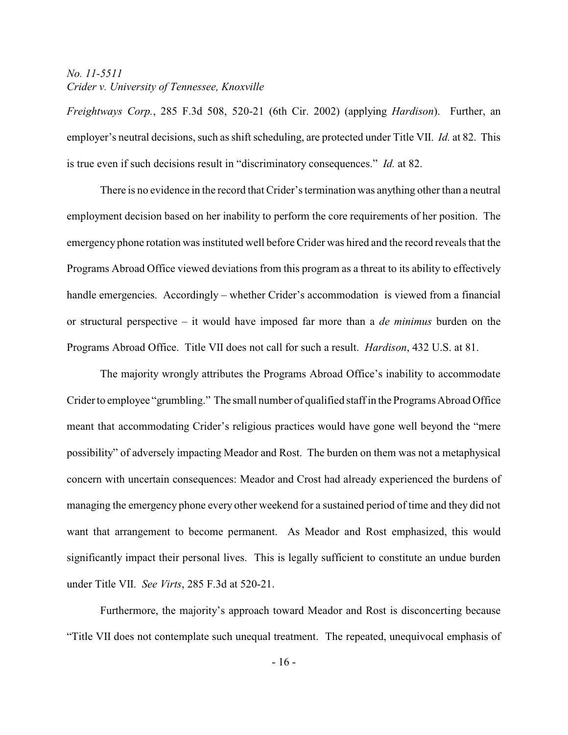*Freightways Corp.*, 285 F.3d 508, 520-21 (6th Cir. 2002) (applying *Hardison*). Further, an employer's neutral decisions, such as shift scheduling, are protected under Title VII. *Id.* at 82. This is true even if such decisions result in "discriminatory consequences." *Id.* at 82.

There is no evidence in the record that Crider's termination was anything other than a neutral employment decision based on her inability to perform the core requirements of her position. The emergency phone rotation was instituted well before Crider was hired and the record reveals that the Programs Abroad Office viewed deviations from this program as a threat to its ability to effectively handle emergencies. Accordingly – whether Crider's accommodation is viewed from a financial or structural perspective – it would have imposed far more than a *de minimus* burden on the Programs Abroad Office. Title VII does not call for such a result. *Hardison*, 432 U.S. at 81.

The majority wrongly attributes the Programs Abroad Office's inability to accommodate Crider to employee "grumbling." The small number of qualified staff in the Programs Abroad Office meant that accommodating Crider's religious practices would have gone well beyond the "mere possibility" of adversely impacting Meador and Rost. The burden on them was not a metaphysical concern with uncertain consequences: Meador and Crost had already experienced the burdens of managing the emergency phone every other weekend for a sustained period of time and they did not want that arrangement to become permanent. As Meador and Rost emphasized, this would significantly impact their personal lives. This is legally sufficient to constitute an undue burden under Title VII. *See Virts*, 285 F.3d at 520-21.

Furthermore, the majority's approach toward Meador and Rost is disconcerting because "Title VII does not contemplate such unequal treatment. The repeated, unequivocal emphasis of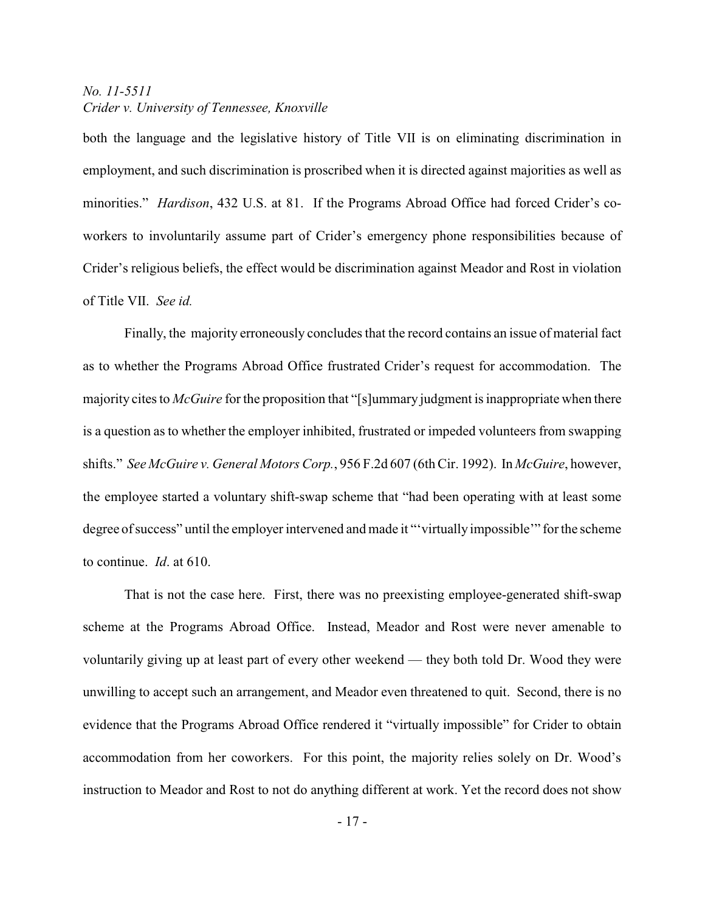both the language and the legislative history of Title VII is on eliminating discrimination in employment, and such discrimination is proscribed when it is directed against majorities as well as minorities." *Hardison*, 432 U.S. at 81. If the Programs Abroad Office had forced Crider's co-workers to involuntarily assume part of Crider's emergency phone responsibilities because of Crider's religious beliefs, the effect would be discrimination against Meador and Rost in violation of Title VII. *See id.*

Finally, the majority erroneously concludes that the record contains an issue of material fact as to whether the Programs Abroad Office frustrated Crider's request for accommodation. The majority cites to *McGuire* for the proposition that "[s]ummary judgment is inappropriate when there is a question as to whether the employer inhibited, frustrated or impeded volunteers from swapping shifts." *See McGuire v. General Motors Corp.*, 956 F.2d 607 (6th Cir. 1992). In *McGuire*, however, the employee started a voluntary shift-swap scheme that "had been operating with at least some degree of success" until the employer intervened and made it "'virtually impossible'" for the scheme to continue. *Id*. at 610.

That is not the case here. First, there was no preexisting employee-generated shift-swap scheme at the Programs Abroad Office. Instead, Meador and Rost were never amenable to voluntarily giving up at least part of every other weekend — they both told Dr. Wood they were unwilling to accept such an arrangement, and Meador even threatened to quit. Second, there is no evidence that the Programs Abroad Office rendered it "virtually impossible" for Crider to obtain accommodation from her coworkers. For this point, the majority relies solely on Dr. Wood's instruction to Meador and Rost to not do anything different at work. Yet the record does not show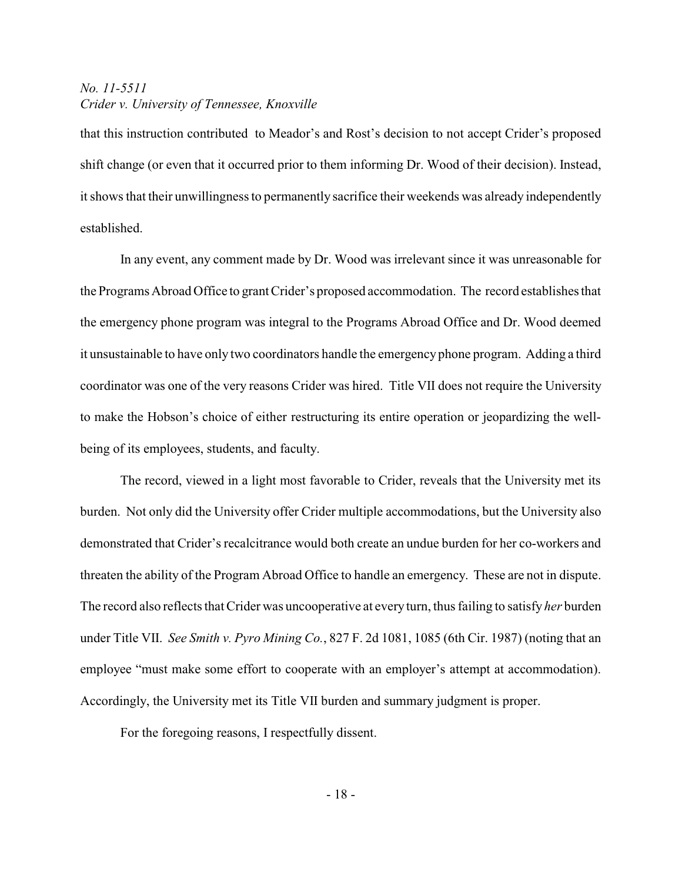that this instruction contributed to Meador's and Rost's decision to not accept Crider's proposed shift change (or even that it occurred prior to them informing Dr. Wood of their decision). Instead, it shows that their unwillingness to permanently sacrifice their weekends was already independently established.

In any event, any comment made by Dr. Wood was irrelevant since it was unreasonable for the Programs Abroad Office to grant Crider's proposed accommodation. The record establishes that the emergency phone program was integral to the Programs Abroad Office and Dr. Wood deemed it unsustainable to have only two coordinators handle the emergency phone program. Adding a third coordinator was one of the very reasons Crider was hired. Title VII does not require the University to make the Hobson's choice of either restructuring its entire operation or jeopardizing the well-being of its employees, students, and faculty.

The record, viewed in a light most favorable to Crider, reveals that the University met its burden. Not only did the University offer Crider multiple accommodations, but the University also demonstrated that Crider's recalcitrance would both create an undue burden for her co-workers and threaten the ability of the Program Abroad Office to handle an emergency. These are not in dispute. The record also reflects that Crider was uncooperative at every turn, thus failing to satisfy *her* burden under Title VII. *See Smith v. Pyro Mining Co.*, 827 F. 2d 1081, 1085 (6th Cir. 1987) (noting that an employee "must make some effort to cooperate with an employer's attempt at accommodation). Accordingly, the University met its Title VII burden and summary judgment is proper.

For the foregoing reasons, I respectfully dissent.